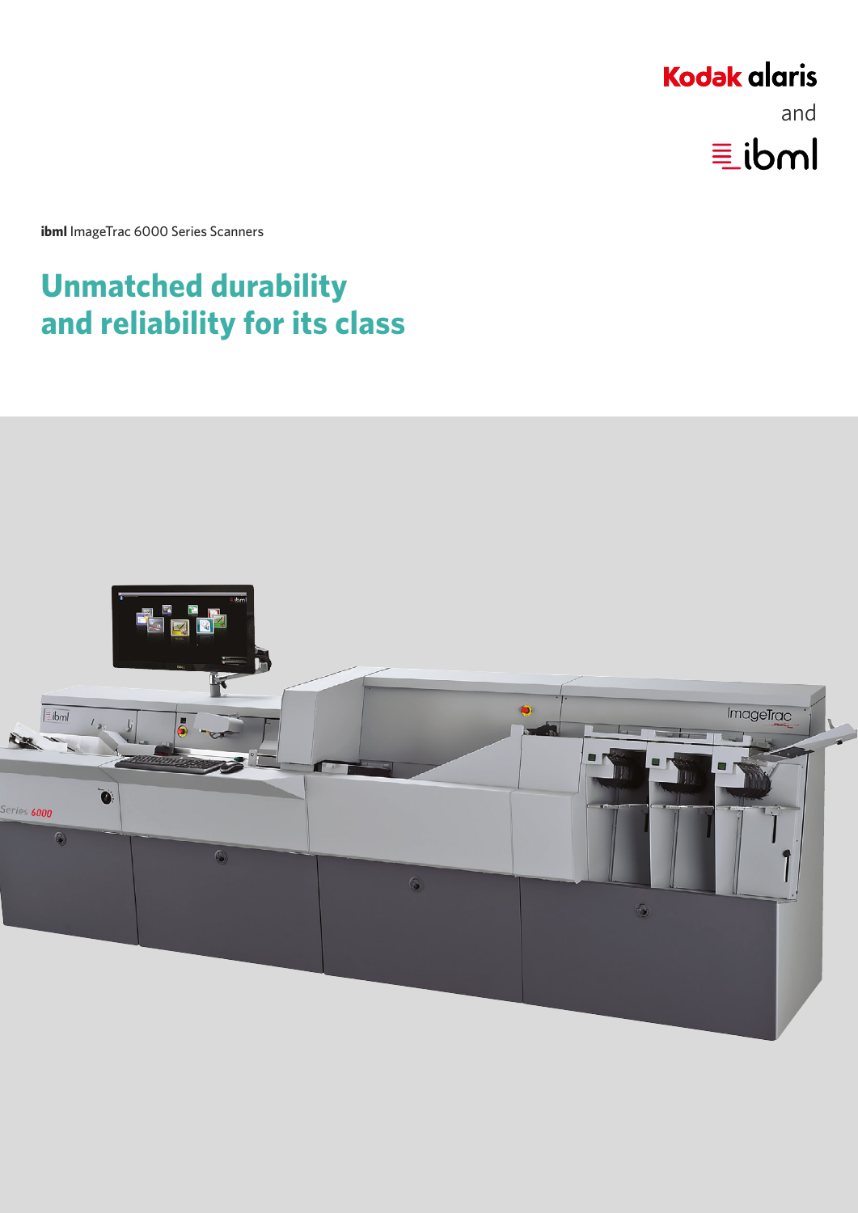Kodak alaris

and

ibml

**ibml** ImageTrac 6000 Series Scanners

# Unmatched durability and reliability for its class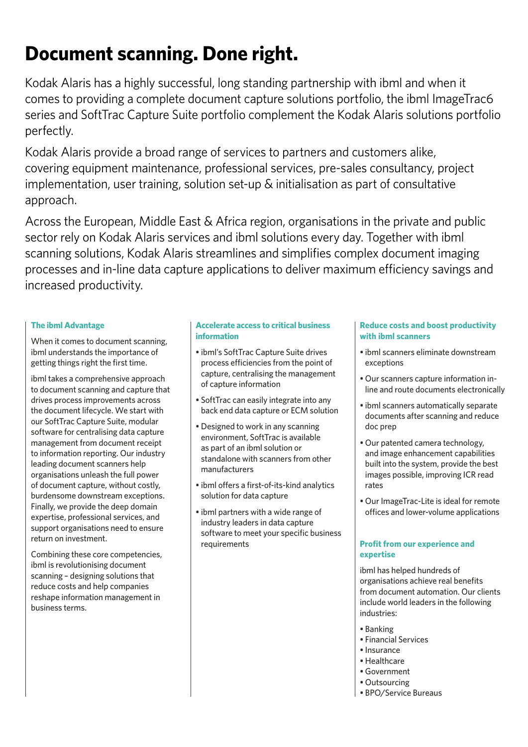# Document scanning. Done right.

Kodak Alaris has a highly successful, long standing partnership with ibml and when it comes to providing a complete document capture solutions portfolio, the ibml ImageTrac6 series and SoftTrac Capture Suite portfolio complement the Kodak Alaris solutions portfolio perfectly.

Kodak Alaris provide a broad range of services to partners and customers alike, covering equipment maintenance, professional services, pre-sales consultancy, project implementation, user training, solution set-up & initialisation as part of consultative approach.

Across the European, Middle East & Africa region, organisations in the private and public sector rely on Kodak Alaris services and ibml solutions every day. Together with ibml scanning solutions, Kodak Alaris streamlines and simplifies complex document imaging processes and in-line data capture applications to deliver maximum efficiency savings and increased productivity.

### The ibml Advantage

When it comes to document scanning, ibml understands the importance of getting things right the first time.

ibml takes a comprehensive approach to document scanning and capture that drives process improvements across the document lifecycle. We start with our SoftTrac Capture Suite, modular software for centralising data capture management from document receipt to information reporting. Our industry leading document scanners help organisations unleash the full power of document capture, without costly, burdensome downstream exceptions. Finally, we provide the deep domain expertise, professional services, and support organisations need to ensure return on investment.

Combining these core competencies, ibml is revolutionising document scanning – designing solutions that reduce costs and help companies reshape information management in business terms.

### Accelerate access to critical business information

- ibml's SoftTrac Capture Suite drives process efficiencies from the point of capture, centralising the management of capture information
- SoftTrac can easily integrate into any back end data capture or ECM solution
- Designed to work in any scanning environment, SoftTrac is available as part of an ibml solution or standalone with scanners from other manufacturers
- ibml offers a first-of-its-kind analytics solution for data capture
- ibml partners with a wide range of industry leaders in data capture software to meet your specific business requirements

### Reduce costs and boost productivity with ibml scanners

- ibml scanners eliminate downstream exceptions
- Our scanners capture information in-line and route documents electronically
- ibml scanners automatically separate documents after scanning and reduce doc prep
- Our patented camera technology, and image enhancement capabilities built into the system, provide the best images possible, improving ICR read rates
- Our ImageTrac-Lite is ideal for remote offices and lower-volume applications

### Profit from our experience and expertise

ibml has helped hundreds of organisations achieve real benefits from document automation. Our clients include world leaders in the following industries:

- Banking
- Financial Services
- Insurance
- Healthcare
- Government
- Outsourcing
- BPO/Service Bureaus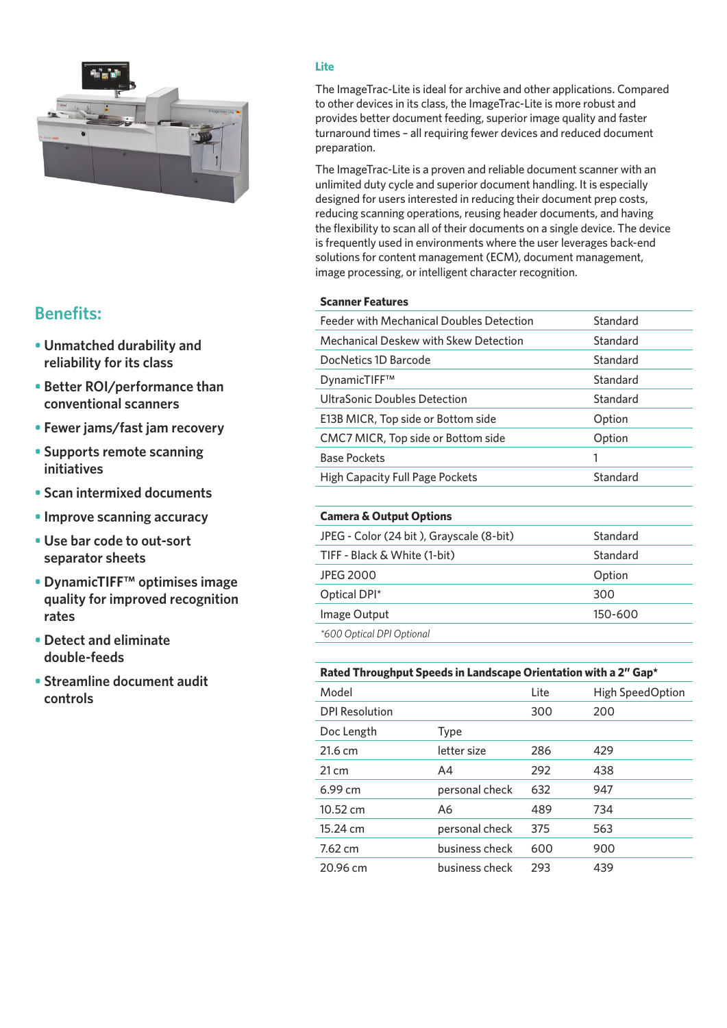## Lite

The ImageTrac-Lite is ideal for archive and other applications. Compared to other devices in its class, the ImageTrac-Lite is more robust and provides better document feeding, superior image quality and faster turnaround times – all requiring fewer devices and reduced document preparation.

The ImageTrac-Lite is a proven and reliable document scanner with an unlimited duty cycle and superior document handling. It is especially designed for users interested in reducing their document prep costs, reducing scanning operations, reusing header documents, and having the flexibility to scan all of their documents on a single device. The device is frequently used in environments where the user leverages back-end solutions for content management (ECM), document management, image processing, or intelligent character recognition.

## Benefits:

- **Unmatched durability and reliability for its class**
- **Better ROI/performance than conventional scanners**
- **Fewer jams/fast jam recovery**
- **Supports remote scanning initiatives**
- **Scan intermixed documents**
- **Improve scanning accuracy**
- **Use bar code to out-sort separator sheets**
- **DynamicTIFF™ optimises image quality for improved recognition rates**
- **Detect and eliminate double-feeds**
- **Streamline document audit controls**

| **Scanner Features** | |
|---|---|
| Feeder with Mechanical Doubles Detection | Standard |
| Mechanical Deskew with Skew Detection | Standard |
| DocNetics 1D Barcode | Standard |
| DynamicTIFF™ | Standard |
| UltraSonic Doubles Detection | Standard |
| E13B MICR, Top side or Bottom side | Option |
| CMC7 MICR, Top side or Bottom side | Option |
| Base Pockets | 1 |
| High Capacity Full Page Pockets | Standard |

| **Camera & Output Options** | |
|---|---|
| JPEG - Color (24 bit ), Grayscale (8-bit) | Standard |
| TIFF - Black & White (1-bit) | Standard |
| JPEG 2000 | Option |
| Optical DPI* | 300 |
| Image Output | 150-600 |

*\*600 Optical DPI Optional*

| **Rated Throughput Speeds in Landscape Orientation with a 2" Gap*** | | | |
|---|---|---|---|
| Model | | Lite | High SpeedOption |
| DPI Resolution | | 300 | 200 |
| Doc Length | Type | | |
| 21.6 cm | letter size | 286 | 429 |
| 21 cm | A4 | 292 | 438 |
| 6.99 cm | personal check | 632 | 947 |
| 10.52 cm | A6 | 489 | 734 |
| 15.24 cm | personal check | 375 | 563 |
| 7.62 cm | business check | 600 | 900 |
| 20.96 cm | business check | 293 | 439 |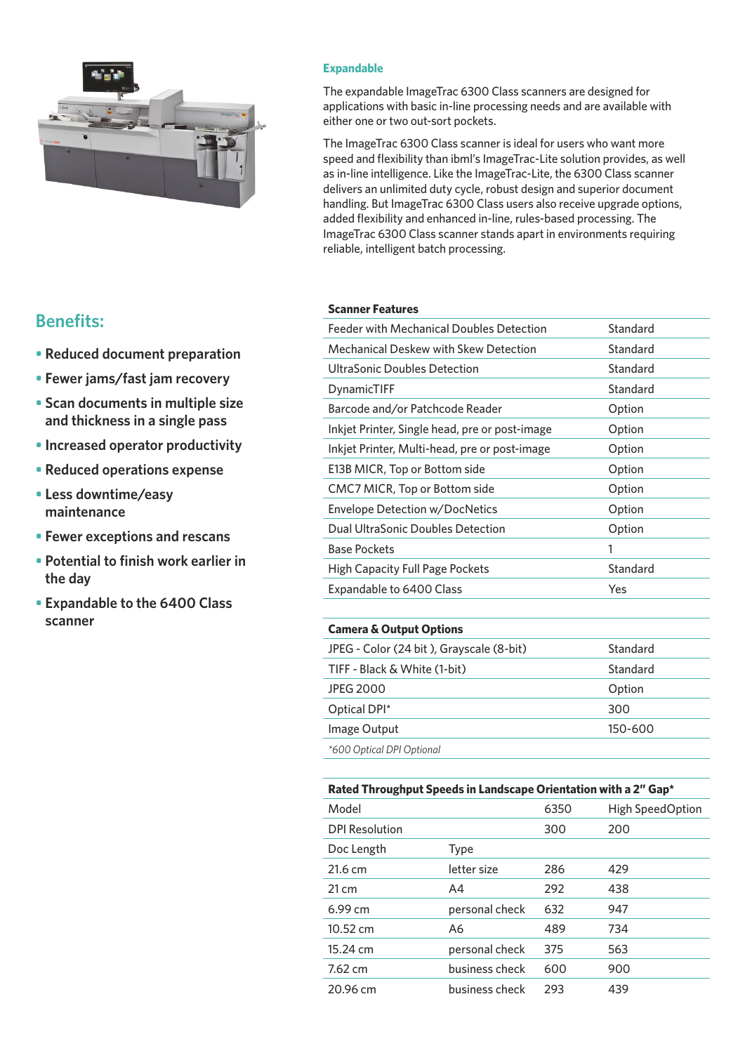## Expandable

The expandable ImageTrac 6300 Class scanners are designed for applications with basic in-line processing needs and are available with either one or two out-sort pockets.

The ImageTrac 6300 Class scanner is ideal for users who want more speed and flexibility than ibml's ImageTrac-Lite solution provides, as well as in-line intelligence. Like the ImageTrac-Lite, the 6300 Class scanner delivers an unlimited duty cycle, robust design and superior document handling. But ImageTrac 6300 Class users also receive upgrade options, added flexibility and enhanced in-line, rules-based processing. The ImageTrac 6300 Class scanner stands apart in environments requiring reliable, intelligent batch processing.

## Benefits:

- Reduced document preparation
- Fewer jams/fast jam recovery
- Scan documents in multiple size and thickness in a single pass
- Increased operator productivity
- Reduced operations expense
- Less downtime/easy maintenance
- Fewer exceptions and rescans
- Potential to finish work earlier in the day
- Expandable to the 6400 Class scanner

| Scanner Features | |
|---|---|
| Feeder with Mechanical Doubles Detection | Standard |
| Mechanical Deskew with Skew Detection | Standard |
| UltraSonic Doubles Detection | Standard |
| DynamicTIFF | Standard |
| Barcode and/or Patchcode Reader | Option |
| Inkjet Printer, Single head, pre or post-image | Option |
| Inkjet Printer, Multi-head, pre or post-image | Option |
| E13B MICR, Top or Bottom side | Option |
| CMC7 MICR, Top or Bottom side | Option |
| Envelope Detection w/DocNetics | Option |
| Dual UltraSonic Doubles Detection | Option |
| Base Pockets | 1 |
| High Capacity Full Page Pockets | Standard |
| Expandable to 6400 Class | Yes |

| Camera & Output Options | |
|---|---|
| JPEG - Color (24 bit ), Grayscale (8-bit) | Standard |
| TIFF - Black & White (1-bit) | Standard |
| JPEG 2000 | Option |
| Optical DPI* | 300 |
| Image Output | 150-600 |

*\*600 Optical DPI Optional*

| Rated Throughput Speeds in Landscape Orientation with a 2" Gap* | | | |
|---|---|---|---|
| Model | | 6350 | High SpeedOption |
| DPI Resolution | | 300 | 200 |
| Doc Length | Type | | |
| 21.6 cm | letter size | 286 | 429 |
| 21 cm | A4 | 292 | 438 |
| 6.99 cm | personal check | 632 | 947 |
| 10.52 cm | A6 | 489 | 734 |
| 15.24 cm | personal check | 375 | 563 |
| 7.62 cm | business check | 600 | 900 |
| 20.96 cm | business check | 293 | 439 |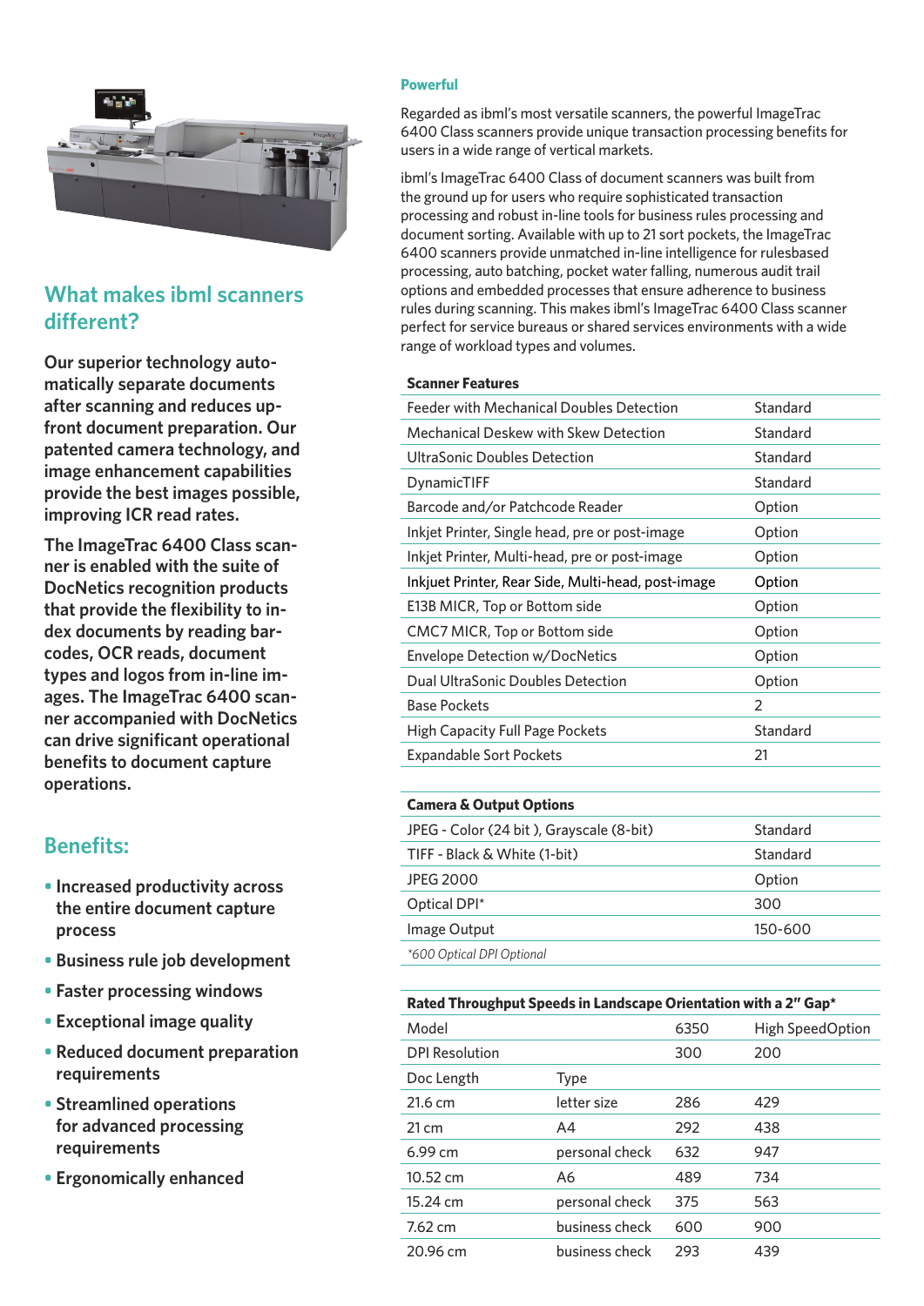## What makes ibml scanners different?

**Our superior technology automatically separate documents after scanning and reduces upfront document preparation. Our patented camera technology, and image enhancement capabilities provide the best images possible, improving ICR read rates.**

**The ImageTrac 6400 Class scanner is enabled with the suite of DocNetics recognition products that provide the flexibility to index documents by reading barcodes, OCR reads, document types and logos from in-line images. The ImageTrac 6400 scanner accompanied with DocNetics can drive significant operational benefits to document capture operations.**

## Benefits:

- **Increased productivity across the entire document capture process**
- **Business rule job development**
- **Faster processing windows**
- **Exceptional image quality**
- **Reduced document preparation requirements**
- **Streamlined operations for advanced processing requirements**
- **Ergonomically enhanced**

### Powerful

Regarded as ibml's most versatile scanners, the powerful ImageTrac 6400 Class scanners provide unique transaction processing benefits for users in a wide range of vertical markets.

ibml's ImageTrac 6400 Class of document scanners was built from the ground up for users who require sophisticated transaction processing and robust in-line tools for business rules processing and document sorting. Available with up to 21 sort pockets, the ImageTrac 6400 scanners provide unmatched in-line intelligence for rulesbased processing, auto batching, pocket water falling, numerous audit trail options and embedded processes that ensure adherence to business rules during scanning. This makes ibml's ImageTrac 6400 Class scanner perfect for service bureaus or shared services environments with a wide range of workload types and volumes.

| Scanner Features | |
|---|---|
| Feeder with Mechanical Doubles Detection | Standard |
| Mechanical Deskew with Skew Detection | Standard |
| UltraSonic Doubles Detection | Standard |
| DynamicTIFF | Standard |
| Barcode and/or Patchcode Reader | Option |
| Inkjet Printer, Single head, pre or post-image | Option |
| Inkjet Printer, Multi-head, pre or post-image | Option |
| Inkjuet Printer, Rear Side, Multi-head, post-image | Option |
| E13B MICR, Top or Bottom side | Option |
| CMC7 MICR, Top or Bottom side | Option |
| Envelope Detection w/DocNetics | Option |
| Dual UltraSonic Doubles Detection | Option |
| Base Pockets | 2 |
| High Capacity Full Page Pockets | Standard |
| Expandable Sort Pockets | 21 |

| Camera & Output Options | |
|---|---|
| JPEG - Color (24 bit ), Grayscale (8-bit) | Standard |
| TIFF - Black & White (1-bit) | Standard |
| JPEG 2000 | Option |
| Optical DPI* | 300 |
| Image Output | 150-600 |

*\*600 Optical DPI Optional*

| Rated Throughput Speeds in Landscape Orientation with a 2″ Gap* | | | |
|---|---|---|---|
| Model | | 6350 | High SpeedOption |
| DPI Resolution | | 300 | 200 |
| Doc Length | Type | | |
| 21.6 cm | letter size | 286 | 429 |
| 21 cm | A4 | 292 | 438 |
| 6.99 cm | personal check | 632 | 947 |
| 10.52 cm | A6 | 489 | 734 |
| 15.24 cm | personal check | 375 | 563 |
| 7.62 cm | business check | 600 | 900 |
| 20.96 cm | business check | 293 | 439 |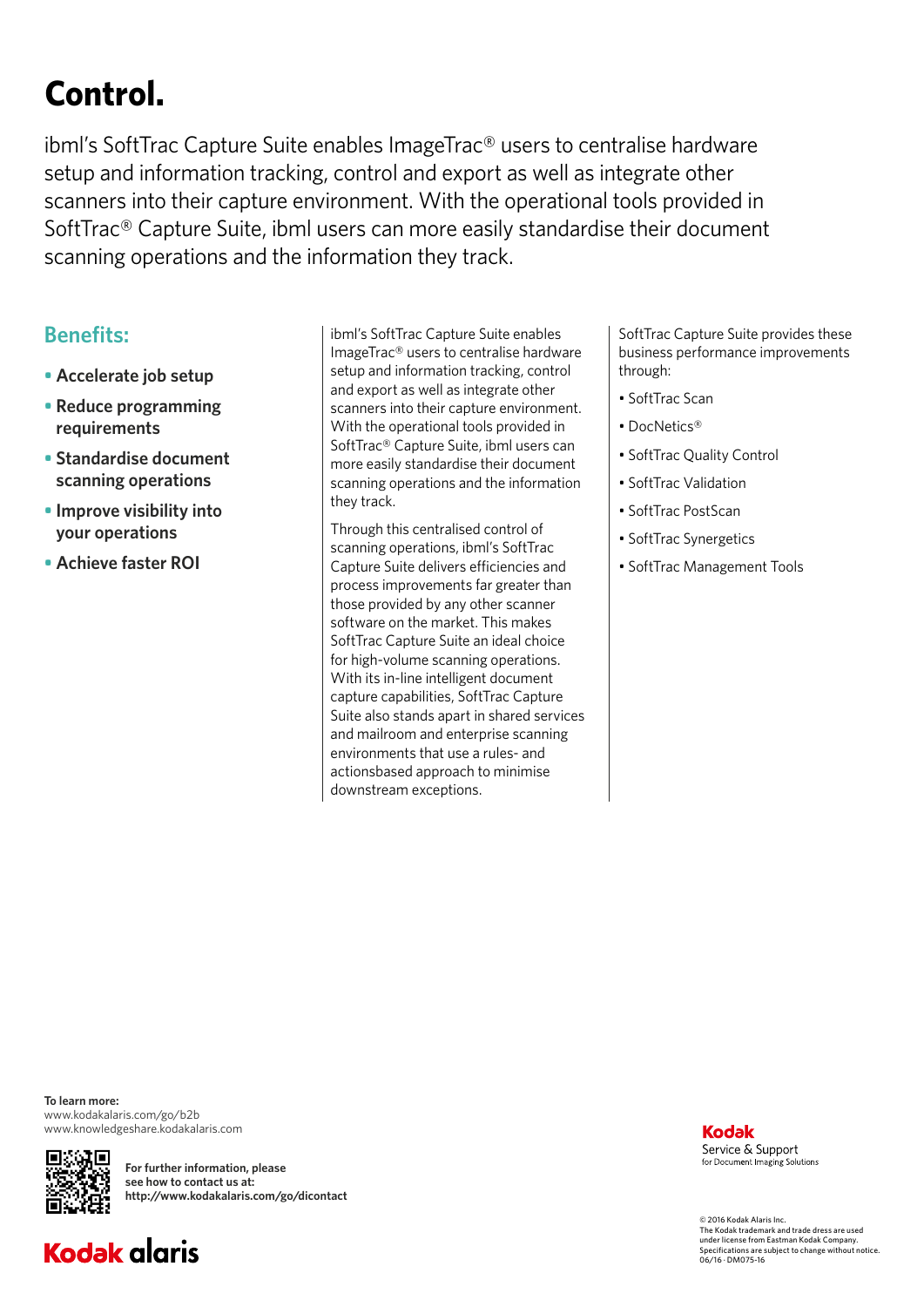# Control.

ibml's SoftTrac Capture Suite enables ImageTrac® users to centralise hardware setup and information tracking, control and export as well as integrate other scanners into their capture environment. With the operational tools provided in SoftTrac® Capture Suite, ibml users can more easily standardise their document scanning operations and the information they track.

## Benefits:

- **Accelerate job setup**
- **Reduce programming requirements**
- **Standardise document scanning operations**
- **Improve visibility into your operations**
- **Achieve faster ROI**

ibml's SoftTrac Capture Suite enables ImageTrac® users to centralise hardware setup and information tracking, control and export as well as integrate other scanners into their capture environment. With the operational tools provided in SoftTrac® Capture Suite, ibml users can more easily standardise their document scanning operations and the information they track.

Through this centralised control of scanning operations, ibml's SoftTrac Capture Suite delivers efficiencies and process improvements far greater than those provided by any other scanner software on the market. This makes SoftTrac Capture Suite an ideal choice for high-volume scanning operations. With its in-line intelligent document capture capabilities, SoftTrac Capture Suite also stands apart in shared services and mailroom and enterprise scanning environments that use a rules- and actionsbased approach to minimise downstream exceptions.

SoftTrac Capture Suite provides these business performance improvements through:

- SoftTrac Scan
- DocNetics®
- SoftTrac Quality Control
- SoftTrac Validation
- SoftTrac PostScan
- SoftTrac Synergetics
- SoftTrac Management Tools

**To learn more:**
www.kodakalaris.com/go/b2b
www.knowledgeshare.kodakalaris.com

**For further information, please see how to contact us at: http://www.kodakalaris.com/go/dicontact**

Kodak alaris

Kodak Service & Support for Document Imaging Solutions

© 2016 Kodak Alaris Inc.
The Kodak trademark and trade dress are used under license from Eastman Kodak Company.
Specifications are subject to change without notice.
06/16 · DM075-16